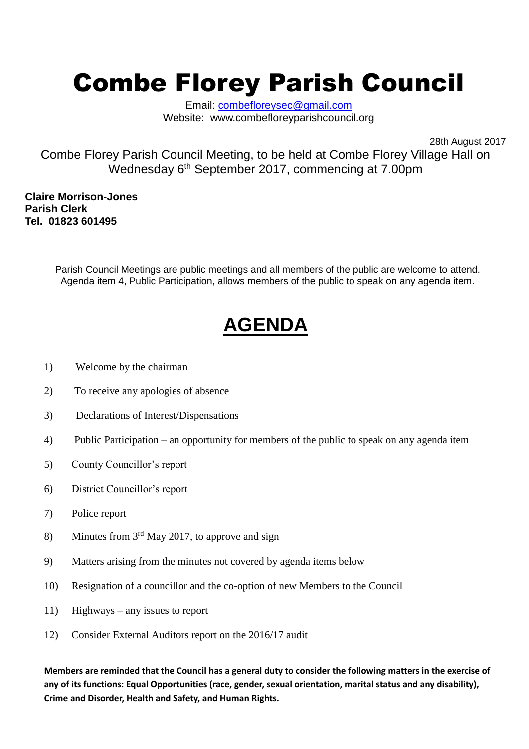# Combe Florey Parish Council

Email: combefloreysec@gmail.com
Website: www.combefloreyparishcouncil.org

28th August 2017

Combe Florey Parish Council Meeting, to be held at Combe Florey Village Hall on Wednesday 6th September 2017, commencing at 7.00pm

**Claire Morrison-Jones**
**Parish Clerk**
**Tel. 01823 601495**

Parish Council Meetings are public meetings and all members of the public are welcome to attend. Agenda item 4, Public Participation, allows members of the public to speak on any agenda item.

## AGENDA

1) Welcome by the chairman
2) To receive any apologies of absence
3) Declarations of Interest/Dispensations
4) Public Participation – an opportunity for members of the public to speak on any agenda item
5) County Councillor's report
6) District Councillor's report
7) Police report
8) Minutes from 3rd May 2017, to approve and sign
9) Matters arising from the minutes not covered by agenda items below
10) Resignation of a councillor and the co-option of new Members to the Council
11) Highways – any issues to report
12) Consider External Auditors report on the 2016/17 audit

**Members are reminded that the Council has a general duty to consider the following matters in the exercise of any of its functions: Equal Opportunities (race, gender, sexual orientation, marital status and any disability), Crime and Disorder, Health and Safety, and Human Rights.**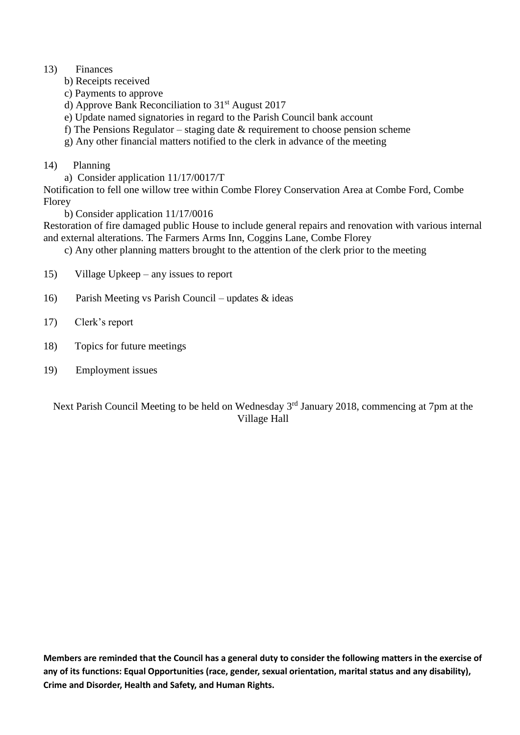13) Finances

b) Receipts received

c) Payments to approve

d) Approve Bank Reconciliation to 31st August 2017

e) Update named signatories in regard to the Parish Council bank account

f) The Pensions Regulator – staging date & requirement to choose pension scheme

g) Any other financial matters notified to the clerk in advance of the meeting

14) Planning

a) Consider application 11/17/0017/T

Notification to fell one willow tree within Combe Florey Conservation Area at Combe Ford, Combe Florey

b) Consider application 11/17/0016

Restoration of fire damaged public House to include general repairs and renovation with various internal and external alterations. The Farmers Arms Inn, Coggins Lane, Combe Florey

c) Any other planning matters brought to the attention of the clerk prior to the meeting

15) Village Upkeep – any issues to report

16) Parish Meeting vs Parish Council – updates & ideas

17) Clerk's report

18) Topics for future meetings

19) Employment issues

Next Parish Council Meeting to be held on Wednesday 3rd January 2018, commencing at 7pm at the Village Hall

**Members are reminded that the Council has a general duty to consider the following matters in the exercise of any of its functions: Equal Opportunities (race, gender, sexual orientation, marital status and any disability), Crime and Disorder, Health and Safety, and Human Rights.**